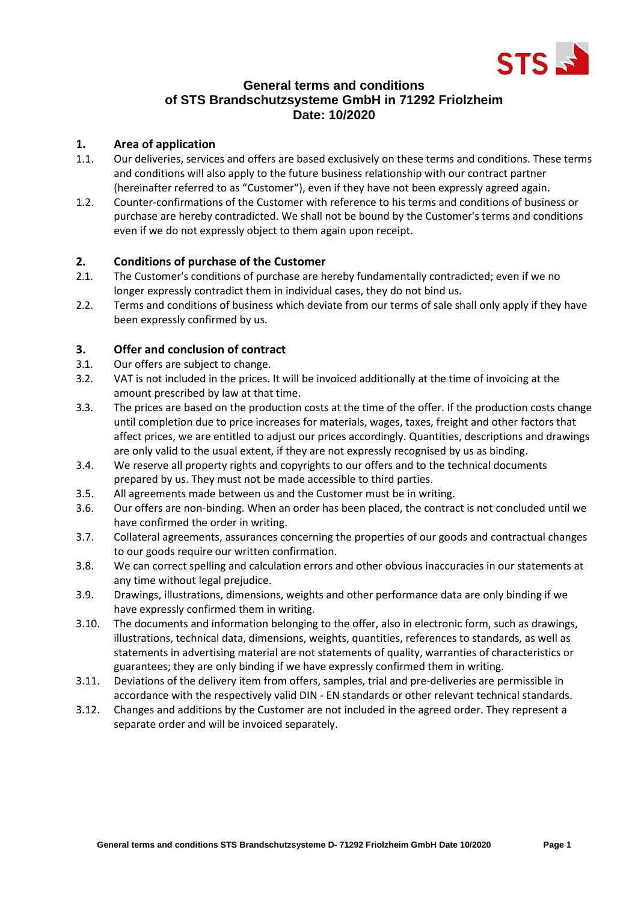# General terms and conditions of STS Brandschutzsysteme GmbH in 71292 Friolzheim Date: 10/2020

## 1. Area of application

1.1. Our deliveries, services and offers are based exclusively on these terms and conditions. These terms and conditions will also apply to the future business relationship with our contract partner (hereinafter referred to as "Customer"), even if they have not been expressly agreed again.

1.2. Counter-confirmations of the Customer with reference to his terms and conditions of business or purchase are hereby contradicted. We shall not be bound by the Customer's terms and conditions even if we do not expressly object to them again upon receipt.

## 2. Conditions of purchase of the Customer

2.1. The Customer's conditions of purchase are hereby fundamentally contradicted; even if we no longer expressly contradict them in individual cases, they do not bind us.

2.2. Terms and conditions of business which deviate from our terms of sale shall only apply if they have been expressly confirmed by us.

## 3. Offer and conclusion of contract

3.1. Our offers are subject to change.

3.2. VAT is not included in the prices. It will be invoiced additionally at the time of invoicing at the amount prescribed by law at that time.

3.3. The prices are based on the production costs at the time of the offer. If the production costs change until completion due to price increases for materials, wages, taxes, freight and other factors that affect prices, we are entitled to adjust our prices accordingly. Quantities, descriptions and drawings are only valid to the usual extent, if they are not expressly recognised by us as binding.

3.4. We reserve all property rights and copyrights to our offers and to the technical documents prepared by us. They must not be made accessible to third parties.

3.5. All agreements made between us and the Customer must be in writing.

3.6. Our offers are non-binding. When an order has been placed, the contract is not concluded until we have confirmed the order in writing.

3.7. Collateral agreements, assurances concerning the properties of our goods and contractual changes to our goods require our written confirmation.

3.8. We can correct spelling and calculation errors and other obvious inaccuracies in our statements at any time without legal prejudice.

3.9. Drawings, illustrations, dimensions, weights and other performance data are only binding if we have expressly confirmed them in writing.

3.10. The documents and information belonging to the offer, also in electronic form, such as drawings, illustrations, technical data, dimensions, weights, quantities, references to standards, as well as statements in advertising material are not statements of quality, warranties of characteristics or guarantees; they are only binding if we have expressly confirmed them in writing.

3.11. Deviations of the delivery item from offers, samples, trial and pre-deliveries are permissible in accordance with the respectively valid DIN - EN standards or other relevant technical standards.

3.12. Changes and additions by the Customer are not included in the agreed order. They represent a separate order and will be invoiced separately.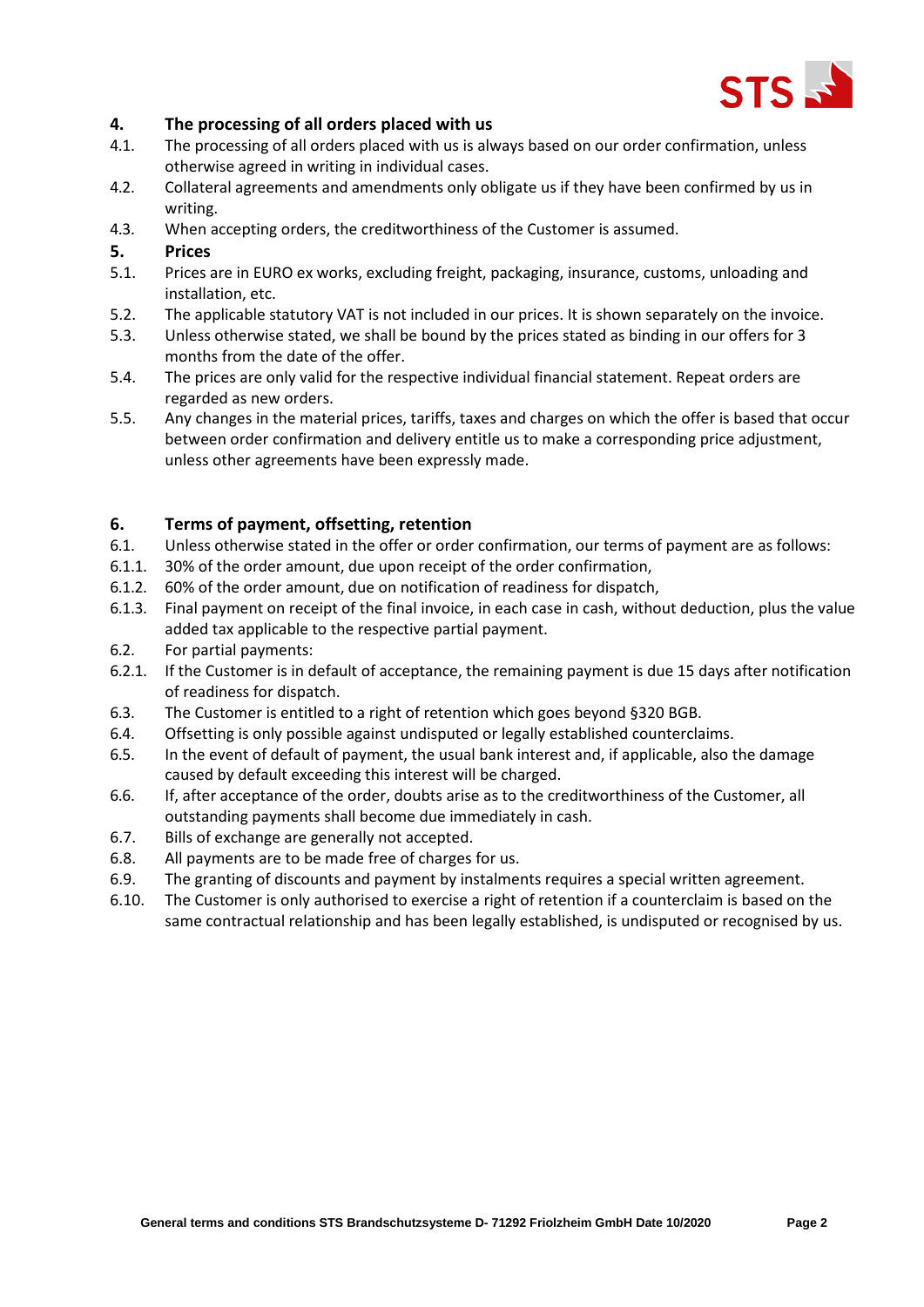## 4. The processing of all orders placed with us

4.1. The processing of all orders placed with us is always based on our order confirmation, unless otherwise agreed in writing in individual cases.

4.2. Collateral agreements and amendments only obligate us if they have been confirmed by us in writing.

4.3. When accepting orders, the creditworthiness of the Customer is assumed.

## 5. Prices

5.1. Prices are in EURO ex works, excluding freight, packaging, insurance, customs, unloading and installation, etc.

5.2. The applicable statutory VAT is not included in our prices. It is shown separately on the invoice.

5.3. Unless otherwise stated, we shall be bound by the prices stated as binding in our offers for 3 months from the date of the offer.

5.4. The prices are only valid for the respective individual financial statement. Repeat orders are regarded as new orders.

5.5. Any changes in the material prices, tariffs, taxes and charges on which the offer is based that occur between order confirmation and delivery entitle us to make a corresponding price adjustment, unless other agreements have been expressly made.

## 6. Terms of payment, offsetting, retention

6.1. Unless otherwise stated in the offer or order confirmation, our terms of payment are as follows:

6.1.1. 30% of the order amount, due upon receipt of the order confirmation,

6.1.2. 60% of the order amount, due on notification of readiness for dispatch,

6.1.3. Final payment on receipt of the final invoice, in each case in cash, without deduction, plus the value added tax applicable to the respective partial payment.

6.2. For partial payments:

6.2.1. If the Customer is in default of acceptance, the remaining payment is due 15 days after notification of readiness for dispatch.

6.3. The Customer is entitled to a right of retention which goes beyond §320 BGB.

6.4. Offsetting is only possible against undisputed or legally established counterclaims.

6.5. In the event of default of payment, the usual bank interest and, if applicable, also the damage caused by default exceeding this interest will be charged.

6.6. If, after acceptance of the order, doubts arise as to the creditworthiness of the Customer, all outstanding payments shall become due immediately in cash.

6.7. Bills of exchange are generally not accepted.

6.8. All payments are to be made free of charges for us.

6.9. The granting of discounts and payment by instalments requires a special written agreement.

6.10. The Customer is only authorised to exercise a right of retention if a counterclaim is based on the same contractual relationship and has been legally established, is undisputed or recognised by us.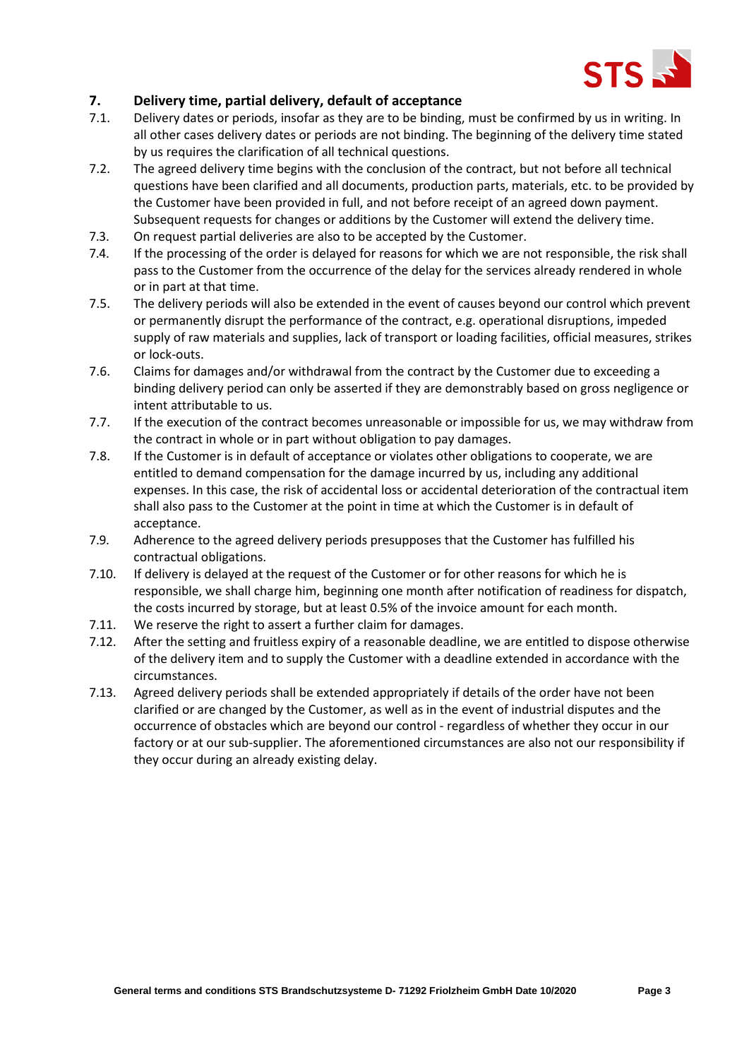## 7. Delivery time, partial delivery, default of acceptance

7.1. Delivery dates or periods, insofar as they are to be binding, must be confirmed by us in writing. In all other cases delivery dates or periods are not binding. The beginning of the delivery time stated by us requires the clarification of all technical questions.

7.2. The agreed delivery time begins with the conclusion of the contract, but not before all technical questions have been clarified and all documents, production parts, materials, etc. to be provided by the Customer have been provided in full, and not before receipt of an agreed down payment. Subsequent requests for changes or additions by the Customer will extend the delivery time.

7.3. On request partial deliveries are also to be accepted by the Customer.

7.4. If the processing of the order is delayed for reasons for which we are not responsible, the risk shall pass to the Customer from the occurrence of the delay for the services already rendered in whole or in part at that time.

7.5. The delivery periods will also be extended in the event of causes beyond our control which prevent or permanently disrupt the performance of the contract, e.g. operational disruptions, impeded supply of raw materials and supplies, lack of transport or loading facilities, official measures, strikes or lock-outs.

7.6. Claims for damages and/or withdrawal from the contract by the Customer due to exceeding a binding delivery period can only be asserted if they are demonstrably based on gross negligence or intent attributable to us.

7.7. If the execution of the contract becomes unreasonable or impossible for us, we may withdraw from the contract in whole or in part without obligation to pay damages.

7.8. If the Customer is in default of acceptance or violates other obligations to cooperate, we are entitled to demand compensation for the damage incurred by us, including any additional expenses. In this case, the risk of accidental loss or accidental deterioration of the contractual item shall also pass to the Customer at the point in time at which the Customer is in default of acceptance.

7.9. Adherence to the agreed delivery periods presupposes that the Customer has fulfilled his contractual obligations.

7.10. If delivery is delayed at the request of the Customer or for other reasons for which he is responsible, we shall charge him, beginning one month after notification of readiness for dispatch, the costs incurred by storage, but at least 0.5% of the invoice amount for each month.

7.11. We reserve the right to assert a further claim for damages.

7.12. After the setting and fruitless expiry of a reasonable deadline, we are entitled to dispose otherwise of the delivery item and to supply the Customer with a deadline extended in accordance with the circumstances.

7.13. Agreed delivery periods shall be extended appropriately if details of the order have not been clarified or are changed by the Customer, as well as in the event of industrial disputes and the occurrence of obstacles which are beyond our control - regardless of whether they occur in our factory or at our sub-supplier. The aforementioned circumstances are also not our responsibility if they occur during an already existing delay.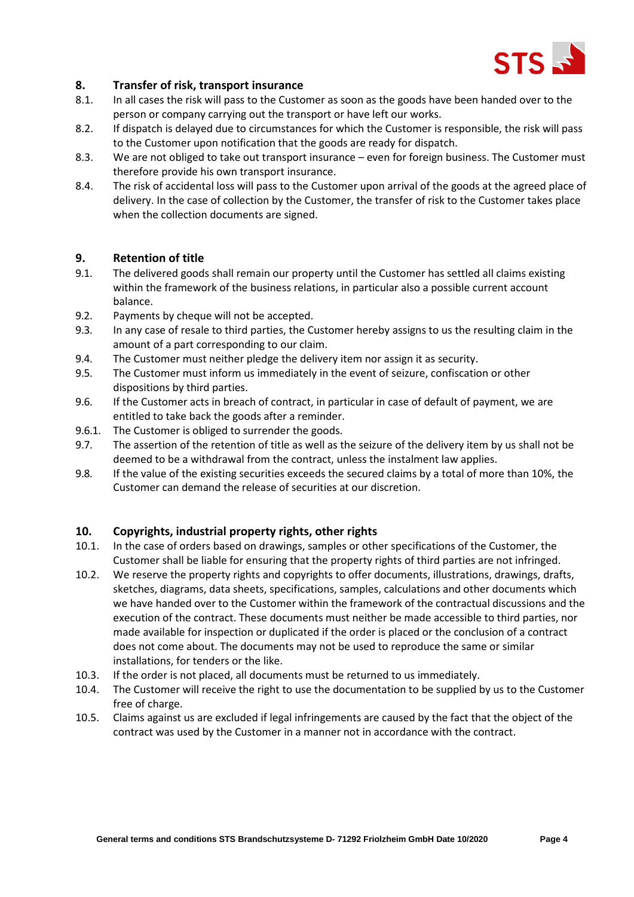## 8. Transfer of risk, transport insurance

8.1. In all cases the risk will pass to the Customer as soon as the goods have been handed over to the person or company carrying out the transport or have left our works.

8.2. If dispatch is delayed due to circumstances for which the Customer is responsible, the risk will pass to the Customer upon notification that the goods are ready for dispatch.

8.3. We are not obliged to take out transport insurance – even for foreign business. The Customer must therefore provide his own transport insurance.

8.4. The risk of accidental loss will pass to the Customer upon arrival of the goods at the agreed place of delivery. In the case of collection by the Customer, the transfer of risk to the Customer takes place when the collection documents are signed.

## 9. Retention of title

9.1. The delivered goods shall remain our property until the Customer has settled all claims existing within the framework of the business relations, in particular also a possible current account balance.

9.2. Payments by cheque will not be accepted.

9.3. In any case of resale to third parties, the Customer hereby assigns to us the resulting claim in the amount of a part corresponding to our claim.

9.4. The Customer must neither pledge the delivery item nor assign it as security.

9.5. The Customer must inform us immediately in the event of seizure, confiscation or other dispositions by third parties.

9.6. If the Customer acts in breach of contract, in particular in case of default of payment, we are entitled to take back the goods after a reminder.

9.6.1. The Customer is obliged to surrender the goods.

9.7. The assertion of the retention of title as well as the seizure of the delivery item by us shall not be deemed to be a withdrawal from the contract, unless the instalment law applies.

9.8. If the value of the existing securities exceeds the secured claims by a total of more than 10%, the Customer can demand the release of securities at our discretion.

## 10. Copyrights, industrial property rights, other rights

10.1. In the case of orders based on drawings, samples or other specifications of the Customer, the Customer shall be liable for ensuring that the property rights of third parties are not infringed.

10.2. We reserve the property rights and copyrights to offer documents, illustrations, drawings, drafts, sketches, diagrams, data sheets, specifications, samples, calculations and other documents which we have handed over to the Customer within the framework of the contractual discussions and the execution of the contract. These documents must neither be made accessible to third parties, nor made available for inspection or duplicated if the order is placed or the conclusion of a contract does not come about. The documents may not be used to reproduce the same or similar installations, for tenders or the like.

10.3. If the order is not placed, all documents must be returned to us immediately.

10.4. The Customer will receive the right to use the documentation to be supplied by us to the Customer free of charge.

10.5. Claims against us are excluded if legal infringements are caused by the fact that the object of the contract was used by the Customer in a manner not in accordance with the contract.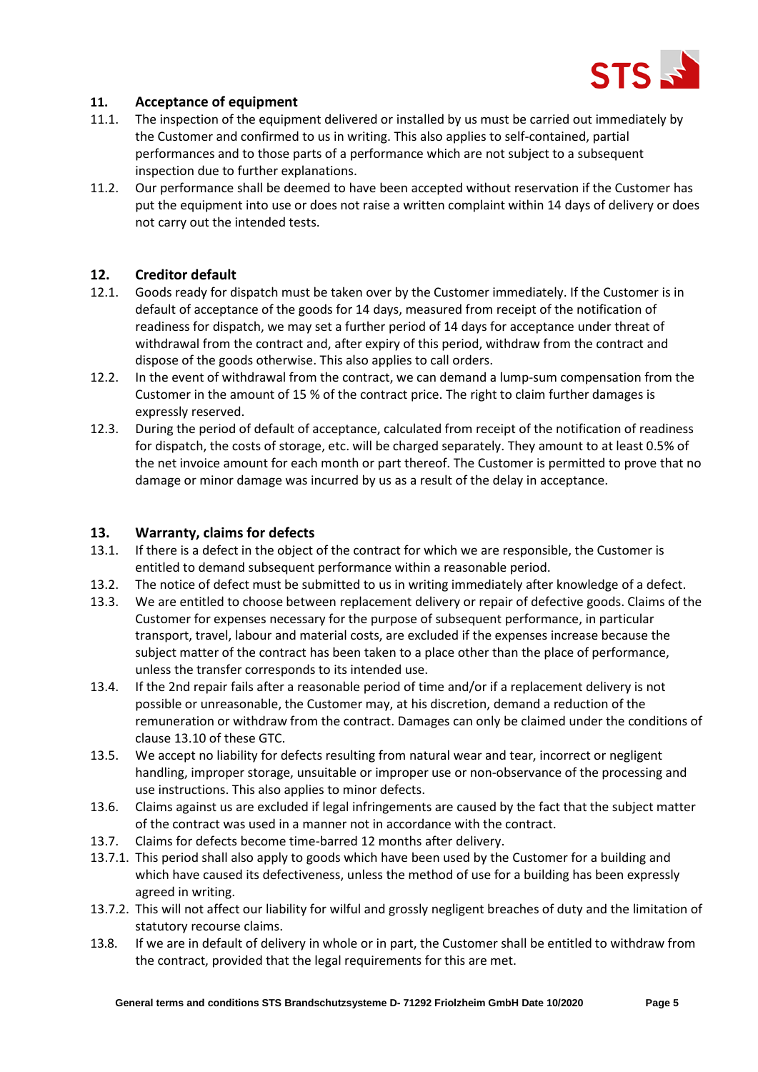## 11. Acceptance of equipment

11.1. The inspection of the equipment delivered or installed by us must be carried out immediately by the Customer and confirmed to us in writing. This also applies to self-contained, partial performances and to those parts of a performance which are not subject to a subsequent inspection due to further explanations.

11.2. Our performance shall be deemed to have been accepted without reservation if the Customer has put the equipment into use or does not raise a written complaint within 14 days of delivery or does not carry out the intended tests.

## 12. Creditor default

12.1. Goods ready for dispatch must be taken over by the Customer immediately. If the Customer is in default of acceptance of the goods for 14 days, measured from receipt of the notification of readiness for dispatch, we may set a further period of 14 days for acceptance under threat of withdrawal from the contract and, after expiry of this period, withdraw from the contract and dispose of the goods otherwise. This also applies to call orders.

12.2. In the event of withdrawal from the contract, we can demand a lump-sum compensation from the Customer in the amount of 15 % of the contract price. The right to claim further damages is expressly reserved.

12.3. During the period of default of acceptance, calculated from receipt of the notification of readiness for dispatch, the costs of storage, etc. will be charged separately. They amount to at least 0.5% of the net invoice amount for each month or part thereof. The Customer is permitted to prove that no damage or minor damage was incurred by us as a result of the delay in acceptance.

## 13. Warranty, claims for defects

13.1. If there is a defect in the object of the contract for which we are responsible, the Customer is entitled to demand subsequent performance within a reasonable period.

13.2. The notice of defect must be submitted to us in writing immediately after knowledge of a defect.

13.3. We are entitled to choose between replacement delivery or repair of defective goods. Claims of the Customer for expenses necessary for the purpose of subsequent performance, in particular transport, travel, labour and material costs, are excluded if the expenses increase because the subject matter of the contract has been taken to a place other than the place of performance, unless the transfer corresponds to its intended use.

13.4. If the 2nd repair fails after a reasonable period of time and/or if a replacement delivery is not possible or unreasonable, the Customer may, at his discretion, demand a reduction of the remuneration or withdraw from the contract. Damages can only be claimed under the conditions of clause 13.10 of these GTC.

13.5. We accept no liability for defects resulting from natural wear and tear, incorrect or negligent handling, improper storage, unsuitable or improper use or non-observance of the processing and use instructions. This also applies to minor defects.

13.6. Claims against us are excluded if legal infringements are caused by the fact that the subject matter of the contract was used in a manner not in accordance with the contract.

13.7. Claims for defects become time-barred 12 months after delivery.

13.7.1. This period shall also apply to goods which have been used by the Customer for a building and which have caused its defectiveness, unless the method of use for a building has been expressly agreed in writing.

13.7.2. This will not affect our liability for wilful and grossly negligent breaches of duty and the limitation of statutory recourse claims.

13.8. If we are in default of delivery in whole or in part, the Customer shall be entitled to withdraw from the contract, provided that the legal requirements for this are met.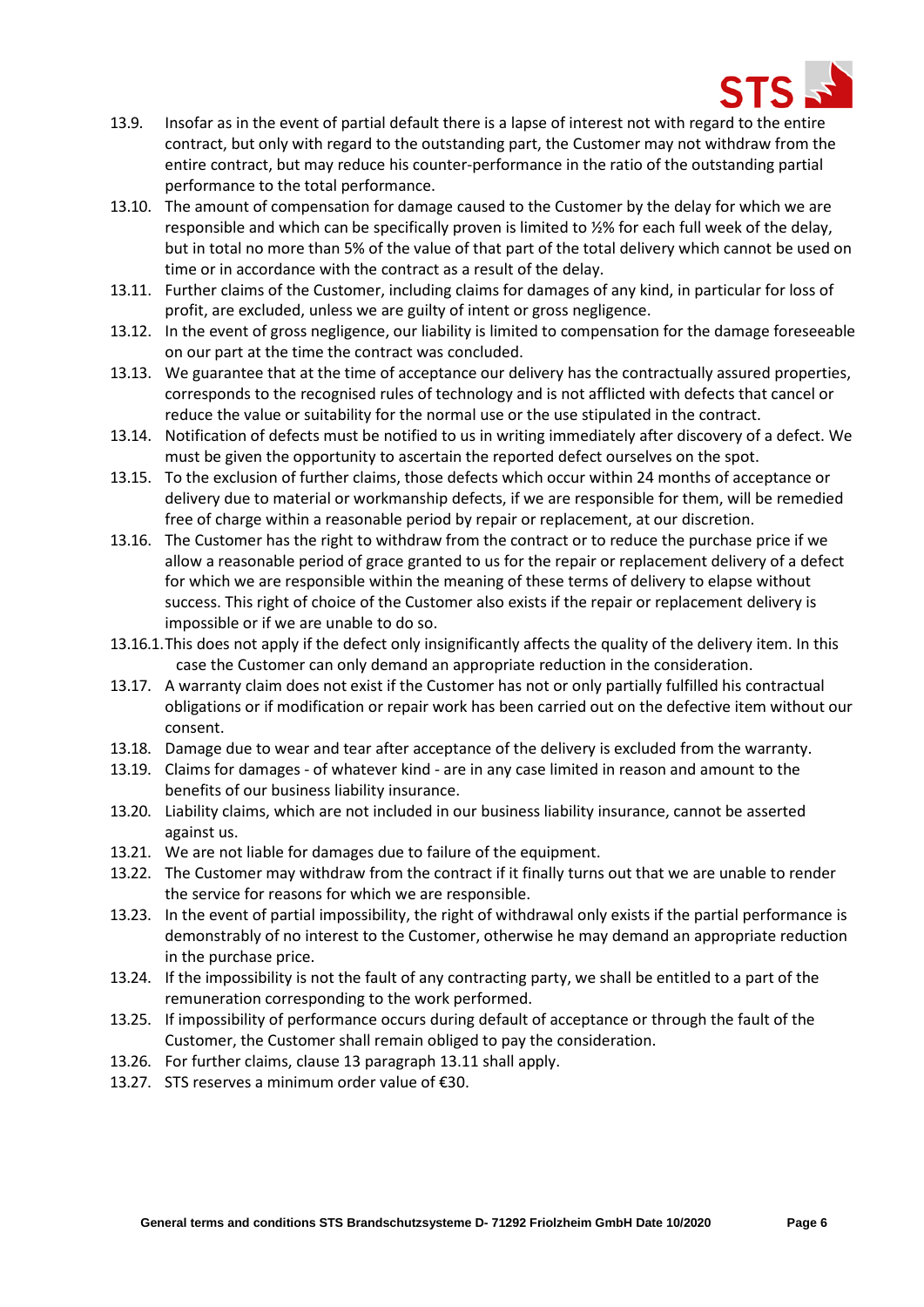13.9. Insofar as in the event of partial default there is a lapse of interest not with regard to the entire contract, but only with regard to the outstanding part, the Customer may not withdraw from the entire contract, but may reduce his counter-performance in the ratio of the outstanding partial performance to the total performance.

13.10. The amount of compensation for damage caused to the Customer by the delay for which we are responsible and which can be specifically proven is limited to ½% for each full week of the delay, but in total no more than 5% of the value of that part of the total delivery which cannot be used on time or in accordance with the contract as a result of the delay.

13.11. Further claims of the Customer, including claims for damages of any kind, in particular for loss of profit, are excluded, unless we are guilty of intent or gross negligence.

13.12. In the event of gross negligence, our liability is limited to compensation for the damage foreseeable on our part at the time the contract was concluded.

13.13. We guarantee that at the time of acceptance our delivery has the contractually assured properties, corresponds to the recognised rules of technology and is not afflicted with defects that cancel or reduce the value or suitability for the normal use or the use stipulated in the contract.

13.14. Notification of defects must be notified to us in writing immediately after discovery of a defect. We must be given the opportunity to ascertain the reported defect ourselves on the spot.

13.15. To the exclusion of further claims, those defects which occur within 24 months of acceptance or delivery due to material or workmanship defects, if we are responsible for them, will be remedied free of charge within a reasonable period by repair or replacement, at our discretion.

13.16. The Customer has the right to withdraw from the contract or to reduce the purchase price if we allow a reasonable period of grace granted to us for the repair or replacement delivery of a defect for which we are responsible within the meaning of these terms of delivery to elapse without success. This right of choice of the Customer also exists if the repair or replacement delivery is impossible or if we are unable to do so.

13.16.1. This does not apply if the defect only insignificantly affects the quality of the delivery item. In this case the Customer can only demand an appropriate reduction in the consideration.

13.17. A warranty claim does not exist if the Customer has not or only partially fulfilled his contractual obligations or if modification or repair work has been carried out on the defective item without our consent.

13.18. Damage due to wear and tear after acceptance of the delivery is excluded from the warranty.

13.19. Claims for damages - of whatever kind - are in any case limited in reason and amount to the benefits of our business liability insurance.

13.20. Liability claims, which are not included in our business liability insurance, cannot be asserted against us.

13.21. We are not liable for damages due to failure of the equipment.

13.22. The Customer may withdraw from the contract if it finally turns out that we are unable to render the service for reasons for which we are responsible.

13.23. In the event of partial impossibility, the right of withdrawal only exists if the partial performance is demonstrably of no interest to the Customer, otherwise he may demand an appropriate reduction in the purchase price.

13.24. If the impossibility is not the fault of any contracting party, we shall be entitled to a part of the remuneration corresponding to the work performed.

13.25. If impossibility of performance occurs during default of acceptance or through the fault of the Customer, the Customer shall remain obliged to pay the consideration.

13.26. For further claims, clause 13 paragraph 13.11 shall apply.

13.27. STS reserves a minimum order value of €30.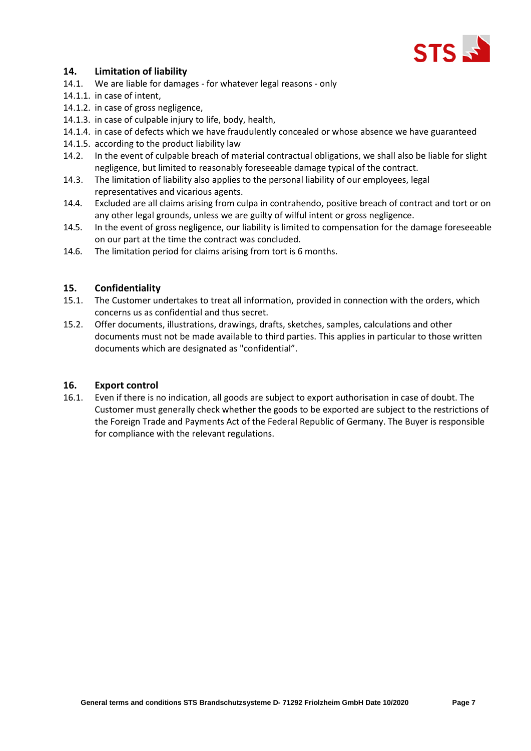## 14. Limitation of liability

14.1. We are liable for damages - for whatever legal reasons - only

14.1.1. in case of intent,

14.1.2. in case of gross negligence,

14.1.3. in case of culpable injury to life, body, health,

14.1.4. in case of defects which we have fraudulently concealed or whose absence we have guaranteed

14.1.5. according to the product liability law

14.2. In the event of culpable breach of material contractual obligations, we shall also be liable for slight negligence, but limited to reasonably foreseeable damage typical of the contract.

14.3. The limitation of liability also applies to the personal liability of our employees, legal representatives and vicarious agents.

14.4. Excluded are all claims arising from culpa in contrahendo, positive breach of contract and tort or on any other legal grounds, unless we are guilty of wilful intent or gross negligence.

14.5. In the event of gross negligence, our liability is limited to compensation for the damage foreseeable on our part at the time the contract was concluded.

14.6. The limitation period for claims arising from tort is 6 months.

## 15. Confidentiality

15.1. The Customer undertakes to treat all information, provided in connection with the orders, which concerns us as confidential and thus secret.

15.2. Offer documents, illustrations, drawings, drafts, sketches, samples, calculations and other documents must not be made available to third parties. This applies in particular to those written documents which are designated as "confidential".

## 16. Export control

16.1. Even if there is no indication, all goods are subject to export authorisation in case of doubt. The Customer must generally check whether the goods to be exported are subject to the restrictions of the Foreign Trade and Payments Act of the Federal Republic of Germany. The Buyer is responsible for compliance with the relevant regulations.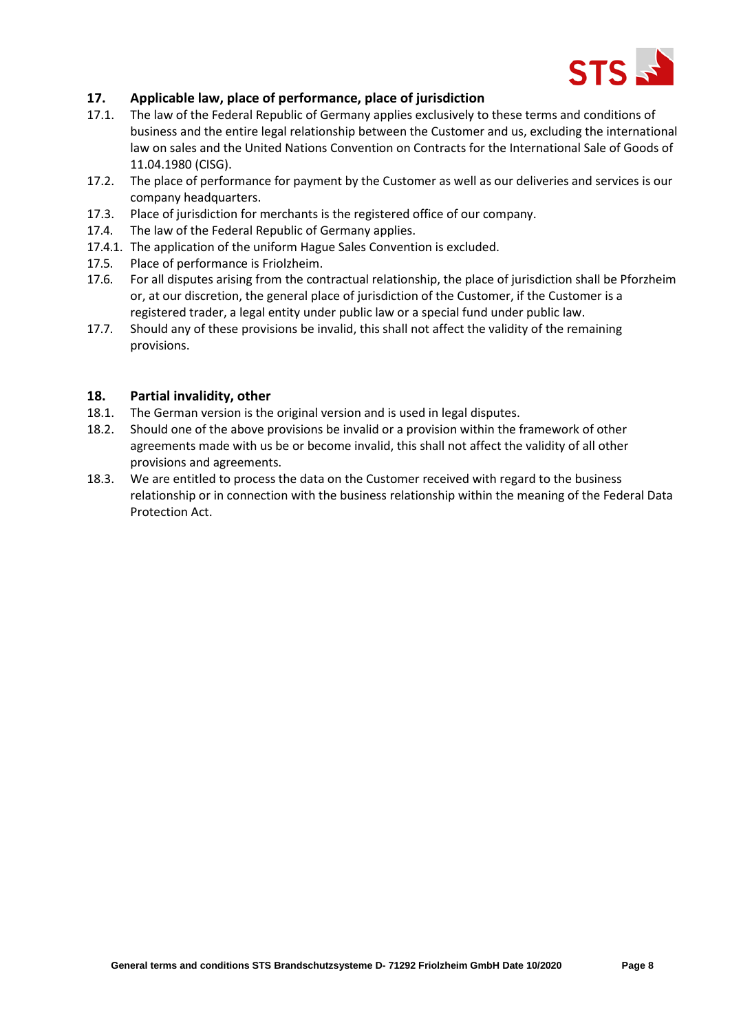## 17. Applicable law, place of performance, place of jurisdiction

17.1. The law of the Federal Republic of Germany applies exclusively to these terms and conditions of business and the entire legal relationship between the Customer and us, excluding the international law on sales and the United Nations Convention on Contracts for the International Sale of Goods of 11.04.1980 (CISG).

17.2. The place of performance for payment by the Customer as well as our deliveries and services is our company headquarters.

17.3. Place of jurisdiction for merchants is the registered office of our company.

17.4. The law of the Federal Republic of Germany applies.

17.4.1. The application of the uniform Hague Sales Convention is excluded.

17.5. Place of performance is Friolzheim.

17.6. For all disputes arising from the contractual relationship, the place of jurisdiction shall be Pforzheim or, at our discretion, the general place of jurisdiction of the Customer, if the Customer is a registered trader, a legal entity under public law or a special fund under public law.

17.7. Should any of these provisions be invalid, this shall not affect the validity of the remaining provisions.

## 18. Partial invalidity, other

18.1. The German version is the original version and is used in legal disputes.

18.2. Should one of the above provisions be invalid or a provision within the framework of other agreements made with us be or become invalid, this shall not affect the validity of all other provisions and agreements.

18.3. We are entitled to process the data on the Customer received with regard to the business relationship or in connection with the business relationship within the meaning of the Federal Data Protection Act.